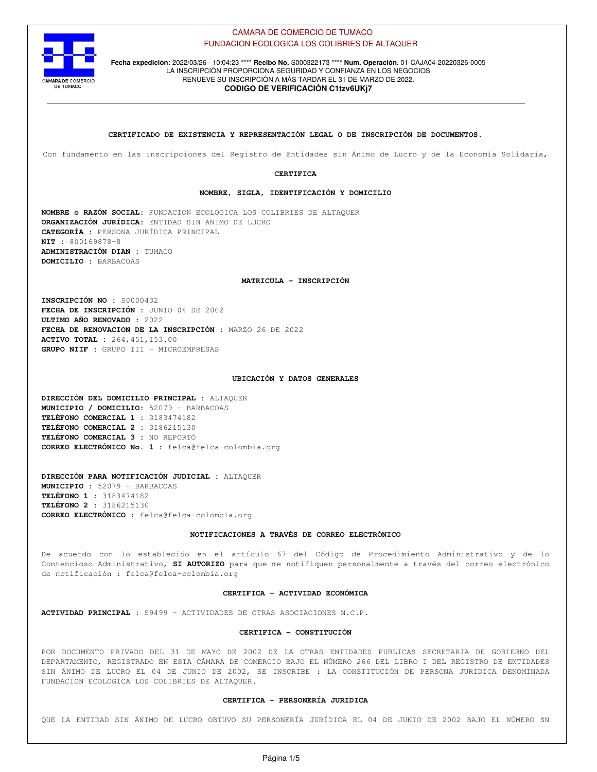CAMARA DE COMERCIO DE TUMACO
FUNDACION ECOLOGICA LOS COLIBRIES DE ALTAQUER

**Fecha expedición:** 2022/03/26 - 10:04:23 **** **Recibo No.** S000322173 **** **Num. Operación.** 01-CAJA04-20220326-0005
LA INSCRIPCIÓN PROPORCIONA SEGURIDAD Y CONFIANZA EN LOS NEGOCIOS
RENUEVE SU INSCRIPCIÓN A MÁS TARDAR EL 31 DE MARZO DE 2022.
**CODIGO DE VERIFICACIÓN C1tzv6UKj7**

## CERTIFICADO DE EXISTENCIA Y REPRESENTACIÓN LEGAL O DE INSCRIPCIÓN DE DOCUMENTOS.

Con fundamento en las inscripciones del Registro de Entidades sin Ánimo de Lucro y de la Economía Solidaria,

### CERTIFICA

### NOMBRE, SIGLA, IDENTIFICACIÓN Y DOMICILIO

**NOMBRE o RAZÓN SOCIAL:** FUNDACION ECOLOGICA LOS COLIBRIES DE ALTAQUER
**ORGANIZACIÓN JURÍDICA:** ENTIDAD SIN ANIMO DE LUCRO
**CATEGORÍA :** PERSONA JURÍDICA PRINCIPAL
**NIT :** 800169878-8
**ADMINISTRACIÓN DIAN :** TUMACO
**DOMICILIO :** BARBACOAS

### MATRICULA - INSCRIPCIÓN

**INSCRIPCIÓN NO :** S0000432
**FECHA DE INSCRIPCIÓN :** JUNIO 04 DE 2002
**ULTIMO AÑO RENOVADO :** 2022
**FECHA DE RENOVACION DE LA INSCRIPCIÓN :** MARZO 26 DE 2022
**ACTIVO TOTAL :** 264,451,153.00
**GRUPO NIIF :** GRUPO III - MICROEMPRESAS

### UBICACIÓN Y DATOS GENERALES

**DIRECCIÓN DEL DOMICILIO PRINCIPAL :** ALTAQUER
**MUNICIPIO / DOMICILIO:** 52079 - BARBACOAS
**TELÉFONO COMERCIAL 1 :** 3183474182
**TELÉFONO COMERCIAL 2 :** 3186215130
**TELÉFONO COMERCIAL 3 :** NO REPORTÓ
**CORREO ELECTRÓNICO No. 1 :** felca@felca-colombia.org

**DIRECCIÓN PARA NOTIFICACIÓN JUDICIAL :** ALTAQUER
**MUNICIPIO :** 52079 - BARBACOAS
**TELÉFONO 1 :** 3183474182
**TELÉFONO 2 :** 3186215130
**CORREO ELECTRÓNICO :** felca@felca-colombia.org

### NOTIFICACIONES A TRAVÉS DE CORREO ELECTRÓNICO

De acuerdo con lo establecido en el artículo 67 del Código de Procedimiento Administrativo y de lo Contencioso Administrativo, **SI AUTORIZO** para que me notifiquen personalmente a través del correo electrónico de notificación : felca@felca-colombia.org

### CERTIFICA - ACTIVIDAD ECONÓMICA

**ACTIVIDAD PRINCIPAL :** S9499 - ACTIVIDADES DE OTRAS ASOCIACIONES N.C.P.

### CERTIFICA - CONSTITUCIÓN

POR DOCUMENTO PRIVADO DEL 31 DE MAYO DE 2002 DE LA OTRAS ENTIDADES PUBLICAS SECRETARIA DE GOBIERNO DEL DEPARTAMENTO, REGISTRADO EN ESTA CÁMARA DE COMERCIO BAJO EL NÚMERO 266 DEL LIBRO I DEL REGISTRO DE ENTIDADES SIN ÁNIMO DE LUCRO EL 04 DE JUNIO DE 2002, SE INSCRIBE : LA CONSTITUCIÓN DE PERSONA JURIDICA DENOMINADA FUNDACION ECOLOGICA LOS COLIBRIES DE ALTAQUER.

### CERTIFICA - PERSONERÍA JURIDICA

QUE LA ENTIDAD SIN ÁNIMO DE LUCRO OBTUVO SU PERSONERÍA JURÍDICA EL 04 DE JUNIO DE 2002 BAJO EL NÚMERO SN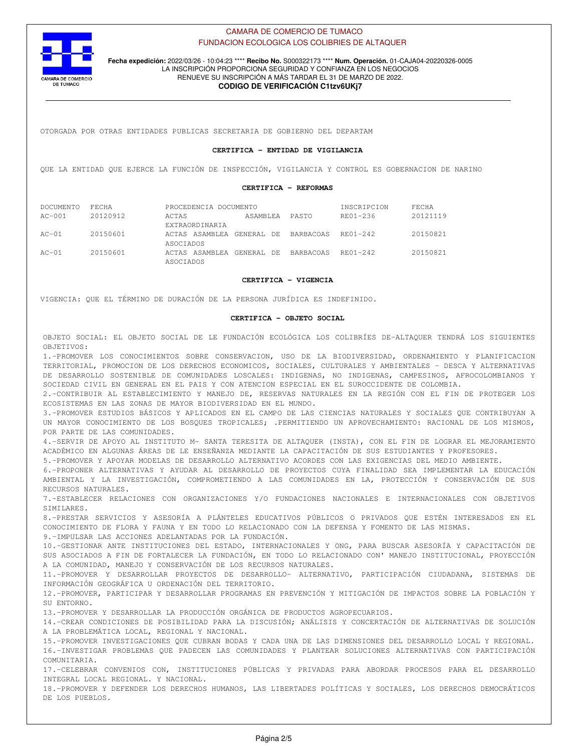OTORGADA POR OTRAS ENTIDADES PUBLICAS SECRETARIA DE GOBIERNO DEL DEPARTAM

**CERTIFICA - ENTIDAD DE VIGILANCIA**

QUE LA ENTIDAD QUE EJERCE LA FUNCIÓN DE INSPECCIÓN, VIGILANCIA Y CONTROL ES GOBERNACION DE NARINO

**CERTIFICA - REFORMAS**

| DOCUMENTO | FECHA | PROCEDENCIA DOCUMENTO | | INSCRIPCION | FECHA |
|---|---|---|---|---|---|
| AC-001 | 20120912 | ACTAS ASAMBLEA EXTRAORDINARIA | PASTO | RE01-236 | 20121119 |
| AC-01 | 20150601 | ACTAS ASAMBLEA GENERAL DE ASOCIADOS | BARBACOAS | RE01-242 | 20150821 |
| AC-01 | 20150601 | ACTAS ASAMBLEA GENERAL DE ASOCIADOS | BARBACOAS | RE01-242 | 20150821 |

**CERTIFICA - VIGENCIA**

VIGENCIA: QUE EL TÉRMINO DE DURACIÓN DE LA PERSONA JURÍDICA ES INDEFINIDO.

**CERTIFICA - OBJETO SOCIAL**

OBJETO SOCIAL: EL OBJETO SOCIAL DE LE FUNDACIÓN ECOLÓGICA LOS COLIBRÍES DE-ALTAQUER TENDRÁ LOS SIGUIENTES OBJETIVOS:

1.-PROMOVER LOS CONOCIMIENTOS SOBRE CONSERVACION, USO DE LA BIODIVERSIDAD, ORDENAMIENTO Y PLANIFICACION TERRITORIAL, PROMOCION DE LOS DERECHOS ECONOMICOS, SOCIALES, CULTURALES Y AMBIENTALES - DESCA Y ALTERNATIVAS DE DESARROLLO SOSTENIBLE DE COMUNIDADES LOSCALES: INDIGENAS, NO INDIGENAS, CAMPESINOS, AFROCOLOMBIANOS Y SOCIEDAD CIVIL EN GENERAL EN EL PAIS Y CON ATENCION ESPECIAL EN EL SUROCCIDENTE DE COLOMBIA.

2.-CONTRIBUIR AL ESTABLECIMIENTO Y MANEJO DE, RESERVAS NATURALES EN LA REGIÓN CON EL FIN DE PROTEGER LOS ECOSISTEMAS EN LAS ZONAS DE MAYOR BIODIVERSIDAD EN EL MUNDO.

3.-PROMOVER ESTUDIOS BÁSICOS Y APLICADOS EN EL CAMPO DE LAS CIENCIAS NATURALES Y SOCIALES QUE CONTRIBUYAN A UN MAYOR CONOCIMIENTO DE LOS BOSQUES TROPICALES; .PERMITIENDO UN APROVECHAMIENTO: RACIONAL DE LOS MISMOS, POR PARTE DE LAS COMUNIDADES.

4.-SERVIR DE APOYO AL INSTITUTO M~ SANTA TERESITA DE ALTAQUER (INSTA), CON EL FIN DE LOGRAR EL MEJORAMIENTO ACADÉMICO EN ALGUNAS ÁREAS DE LE ENSEÑANZA MEDIANTE LA CAPACITACIÓN DE SUS ESTUDIANTES Y PROFESORES.

5.-PROMOVER Y APOYAR MODELAS DE DESARROLLO ALTERNATIVO ACORDES CON LAS EXIGENCIAS DEL MEDIO AMBIENTE.

6.-PROPONER ALTERNATIVAS Y AYUDAR AL DESARROLLO DE PROYECTOS CUYA FINALIDAD SEA IMPLEMENTAR LA EDUCACIÓN AMBIENTAL Y LA INVESTIGACIÓN, COMPROMETIENDO A LAS COMUNIDADES EN LA, PROTECCIÓN Y CONSERVACIÓN DE SUS RECURSOS NATURALES.

7.-ESTABLECER RELACIONES CON ORGANIZACIONES Y/O FUNDACIONES NACIONALES E INTERNACIONALES CON OBJETIVOS SIMILARES.

8.-PRESTAR SERVICIOS Y ASESORÍA A PLÁNTELES EDUCATIVOS PÚBLICOS O PRIVADOS QUE ESTÉN INTERESADOS EN EL CONOCIMIENTO DE FLORA Y FAUNA Y EN TODO LO RELACIONADO CON LA DEFENSA Y FOMENTO DE LAS MISMAS.

9.-IMPULSAR LAS ACCIONES ADELANTADAS POR LA FUNDACIÓN.

10.-GESTIONAR ANTE INSTITUCIONES DEL ESTADO, INTERNACIONALES Y ONG, PARA BUSCAR ASESORÍA Y CAPACITACIÓN DE SUS ASOCIADOS A FIN DE FORTALECER LA FUNDACIÓN, EN TODO LO RELACIONADO CON' MANEJO INSTITUCIONAL, PROYECCIÓN A LA COMUNIDAD, MANEJO Y CONSERVACIÓN DE LOS RECURSOS NATURALES.

11.-PROMOVER Y DESARROLLAR PROYECTOS DE DESARROLLO- ALTERNATIVO, PARTICIPACIÓN CIUDADANA, SISTEMAS DE INFORMACIÓN GEOGRÁFICA U ORDENACIÓN DEL TERRITORIO.

12.-PROMOVER, PARTICIPAR Y DESARROLLAR PROGRAMAS EN PREVENCIÓN Y MITIGACIÓN DE IMPACTOS SOBRE LA POBLACIÓN Y SU ENTORNO.

13.-PROMOVER Y DESARROLLAR LA PRODUCCIÓN ORGÁNICA DE PRODUCTOS AGROPECUARIOS.

14.-CREAR CONDICIONES DE POSIBILIDAD PARA LA DISCUSIÓN; ANÁLISIS Y CONCERTACIÓN DE ALTERNATIVAS DE SOLUCIÓN A LA PROBLEMÁTICA LOCAL, REGIONAL Y NACIONAL.

15.-PROMOVER INVESTIGACIONES QUE CUBRAN BODAS Y CADA UNA DE LAS DIMENSIONES DEL DESARROLLO LOCAL Y REGIONAL.

16.-INVESTIGAR PROBLEMAS QUE PADECEN LAS COMUNIDADES Y PLANTEAR SOLUCIONES ALTERNATIVAS CON PARTICIPACIÓN COMUNITARIA.

17.-CELEBRAR CONVENIOS CON, INSTITUCIONES PÚBLICAS Y PRIVADAS PARA ABORDAR PROCESOS PARA EL DESARROLLO INTEGRAL LOCAL REGIONAL. Y NACIONAL.

18.-PROMOVER Y DEFENDER LOS DERECHOS HUMANOS, LAS LIBERTADES POLÍTICAS Y SOCIALES, LOS DERECHOS DEMOCRÁTICOS DE LOS PUEBLOS.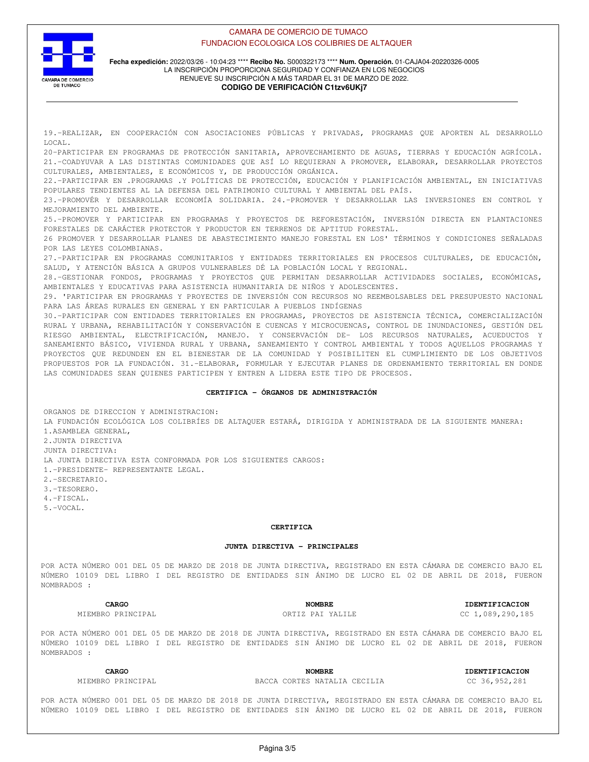19.-REALIZAR, EN COOPERACIÓN CON ASOCIACIONES PÚBLICAS Y PRIVADAS, PROGRAMAS QUE APORTEN AL DESARROLLO LOCAL.
20-PARTICIPAR EN PROGRAMAS DE PROTECCIÓN SANITARIA, APROVECHAMIENTO DE AGUAS, TIERRAS Y EDUCACIÓN AGRÍCOLA.
21.-COADYUVAR A LAS DISTINTAS COMUNIDADES QUE ASÍ LO REQUIERAN A PROMOVER, ELABORAR, DESARROLLAR PROYECTOS CULTURALES, AMBIENTALES, E ECONÓMICOS Y, DE PRODUCCIÓN ORGÁNICA.
22.-PARTICIPAR EN .PROGRAMAS .Y POLÍTICAS DE PROTECCIÓN, EDUCACIÓN Y PLANIFICACIÓN AMBIENTAL, EN INICIATIVAS POPULARES TENDIENTES AL LA DEFENSA DEL PATRIMONIO CULTURAL Y AMBIENTAL DEL PAÍS.
23.-PROMOVÉR Y DESARROLLAR ECONOMÍA SOLIDARIA. 24.-PROMOVER Y DESARROLLAR LAS INVERSIONES EN CONTROL Y MEJORAMIENTO DEL AMBIENTE.
25.-PROMOVER Y PARTICIPAR EN PROGRAMAS Y PROYECTOS DE REFORESTACIÓN, INVERSIÓN DIRECTA EN PLANTACIONES FORESTALES DE CARÁCTER PROTECTOR Y PRODUCTOR EN TERRENOS DE APTITUD FORESTAL.
26 PROMOVER Y DESARROLLAR PLANES DE ABASTECIMIENTO MANEJO FORESTAL EN LOS' TÉRMINOS Y CONDICIONES SEÑALADAS POR LAS LEYES COLOMBIANAS.
27.-PARTICIPAR EN PROGRAMAS COMUNITARIOS Y ENTIDADES TERRITORIALES EN PROCESOS CULTURALES, DE EDUCACIÓN, SALUD, Y ATENCIÓN BÁSICA A GRUPOS VULNERABLES DÉ LA POBLACIÓN LOCAL Y REGIONAL.
28.-GESTIONAR FONDOS, PROGRAMAS Y PROYECTOS QUE PERMITAN DESARROLLAR ACTIVIDADES SOCIALES, ECONÓMICAS, AMBIENTALES Y EDUCATIVAS PARA ASISTENCIA HUMANITARIA DE NIÑOS Y ADOLESCENTES.
29. 'PARTICIPAR EN PROGRAMAS Y PROYECTES DE INVERSIÓN CON RECURSOS NO REEMBOLSABLES DEL PRESUPUESTO NACIONAL PARA LAS ÁREAS RURALES EN GENERAL Y EN PARTICULAR A PUEBLOS INDÍGENAS
30.-PARTICIPAR CON ENTIDADES TERRITORIALES EN PROGRAMAS, PROYECTOS DE ASISTENCIA TÉCNICA, COMERCIALIZACIÓN RURAL Y URBANA, REHABILITACIÓN Y CONSERVACIÓN E CUENCAS Y MICROCUENCAS, CONTROL DE INUNDACIONES, GESTIÓN DEL RIESGO AMBIENTAL, ELECTRIFICACIÓN, MANEJO. Y CONSERVACIÓN DE- LOS RECURSOS NATURALES, ACUEDUCTOS Y SANEAMIENTO BÁSICO, VIVIENDA RURAL Y URBANA, SANEAMIENTO Y CONTROL AMBIENTAL Y TODOS AQUELLOS PROGRAMAS Y PROYECTOS QUE REDUNDEN EN EL BIENESTAR DE LA COMUNIDAD Y POSIBILITEN EL CUMPLIMIENTO DE LOS OBJETIVOS PROPUESTOS POR LA FUNDACIÓN. 31.-ELABORAR, FORMULAR Y EJECUTAR PLANES DE ORDENAMIENTO TERRITORIAL EN DONDE LAS COMUNIDADES SEAN QUIENES PARTICIPEN Y ENTREN A LIDERA ESTE TIPO DE PROCESOS.

**CERTIFICA - ÓRGANOS DE ADMINISTRACIÓN**

ORGANOS DE DIRECCION Y ADMINISTRACION:
LA FUNDACIÓN ECOLÓGICA LOS COLIBRÍES DE ALTAQUER ESTARÁ, DIRIGIDA Y ADMINISTRADA DE LA SIGUIENTE MANERA:
1.ASAMBLEA GENERAL,
2.JUNTA DIRECTIVA
JUNTA DIRECTIVA:
LA JUNTA DIRECTIVA ESTA CONFORMADA POR LOS SIGUIENTES CARGOS:
1.-PRESIDENTE- REPRESENTANTE LEGAL.
2.-SECRETARIO.
3.-TESORERO.
4.-FISCAL.
5.-VOCAL.

**CERTIFICA**

**JUNTA DIRECTIVA - PRINCIPALES**

POR ACTA NÚMERO 001 DEL 05 DE MARZO DE 2018 DE JUNTA DIRECTIVA, REGISTRADO EN ESTA CÁMARA DE COMERCIO BAJO EL NÚMERO 10109 DEL LIBRO I DEL REGISTRO DE ENTIDADES SIN ÁNIMO DE LUCRO EL 02 DE ABRIL DE 2018, FUERON NOMBRADOS :

| CARGO | NOMBRE | IDENTIFICACION |
|---|---|---|
| MIEMBRO PRINCIPAL | ORTIZ PAI YALILE | CC 1,089,290,185 |

POR ACTA NÚMERO 001 DEL 05 DE MARZO DE 2018 DE JUNTA DIRECTIVA, REGISTRADO EN ESTA CÁMARA DE COMERCIO BAJO EL NÚMERO 10109 DEL LIBRO I DEL REGISTRO DE ENTIDADES SIN ÁNIMO DE LUCRO EL 02 DE ABRIL DE 2018, FUERON NOMBRADOS :

| CARGO | NOMBRE | IDENTIFICACION |
|---|---|---|
| MIEMBRO PRINCIPAL | BACCA CORTES NATALIA CECILIA | CC 36,952,281 |

POR ACTA NÚMERO 001 DEL 05 DE MARZO DE 2018 DE JUNTA DIRECTIVA, REGISTRADO EN ESTA CÁMARA DE COMERCIO BAJO EL NÚMERO 10109 DEL LIBRO I DEL REGISTRO DE ENTIDADES SIN ÁNIMO DE LUCRO EL 02 DE ABRIL DE 2018, FUERON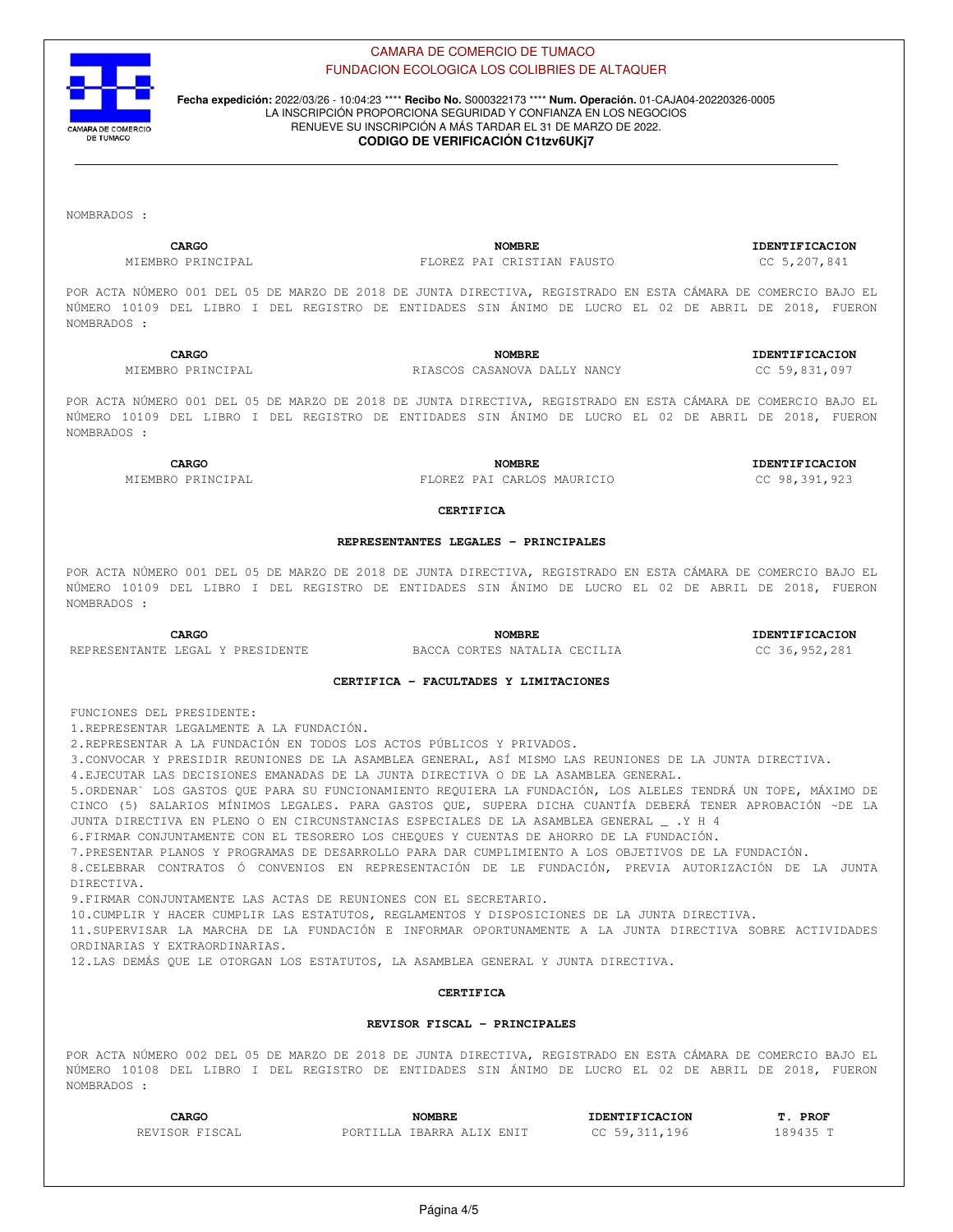NOMBRADOS :

| CARGO | NOMBRE | IDENTIFICACION |
|---|---|---|
| MIEMBRO PRINCIPAL | FLOREZ PAI CRISTIAN FAUSTO | CC 5,207,841 |

POR ACTA NÚMERO 001 DEL 05 DE MARZO DE 2018 DE JUNTA DIRECTIVA, REGISTRADO EN ESTA CÁMARA DE COMERCIO BAJO EL NÚMERO 10109 DEL LIBRO I DEL REGISTRO DE ENTIDADES SIN ÁNIMO DE LUCRO EL 02 DE ABRIL DE 2018, FUERON NOMBRADOS :

| CARGO | NOMBRE | IDENTIFICACION |
|---|---|---|
| MIEMBRO PRINCIPAL | RIASCOS CASANOVA DALLY NANCY | CC 59,831,097 |

POR ACTA NÚMERO 001 DEL 05 DE MARZO DE 2018 DE JUNTA DIRECTIVA, REGISTRADO EN ESTA CÁMARA DE COMERCIO BAJO EL NÚMERO 10109 DEL LIBRO I DEL REGISTRO DE ENTIDADES SIN ÁNIMO DE LUCRO EL 02 DE ABRIL DE 2018, FUERON NOMBRADOS :

| CARGO | NOMBRE | IDENTIFICACION |
|---|---|---|
| MIEMBRO PRINCIPAL | FLOREZ PAI CARLOS MAURICIO | CC 98,391,923 |

**CERTIFICA**

**REPRESENTANTES LEGALES - PRINCIPALES**

POR ACTA NÚMERO 001 DEL 05 DE MARZO DE 2018 DE JUNTA DIRECTIVA, REGISTRADO EN ESTA CÁMARA DE COMERCIO BAJO EL NÚMERO 10109 DEL LIBRO I DEL REGISTRO DE ENTIDADES SIN ÁNIMO DE LUCRO EL 02 DE ABRIL DE 2018, FUERON NOMBRADOS :

| CARGO | NOMBRE | IDENTIFICACION |
|---|---|---|
| REPRESENTANTE LEGAL Y PRESIDENTE | BACCA CORTES NATALIA CECILIA | CC 36,952,281 |

**CERTIFICA - FACULTADES Y LIMITACIONES**

FUNCIONES DEL PRESIDENTE:
1.REPRESENTAR LEGALMENTE A LA FUNDACIÓN.
2.REPRESENTAR A LA FUNDACIÓN EN TODOS LOS ACTOS PÚBLICOS Y PRIVADOS.
3.CONVOCAR Y PRESIDIR REUNIONES DE LA ASAMBLEA GENERAL, ASÍ MISMO LAS REUNIONES DE LA JUNTA DIRECTIVA.
4.EJECUTAR LAS DECISIONES EMANADAS DE LA JUNTA DIRECTIVA O DE LA ASAMBLEA GENERAL.
5.ORDENAR` LOS GASTOS QUE PARA SU FUNCIONAMIENTO REQUIERA LA FUNDACIÓN, LOS ALELES TENDRÁ UN TOPE, MÁXIMO DE CINCO (5) SALARIOS MÍNIMOS LEGALES. PARA GASTOS QUE, SUPERA DICHA CUANTÍA DEBERÁ TENER APROBACIÓN ~DE LA JUNTA DIRECTIVA EN PLENO O EN CIRCUNSTANCIAS ESPECIALES DE LA ASAMBLEA GENERAL _ .Y H 4
6.FIRMAR CONJUNTAMENTE CON EL TESORERO LOS CHEQUES Y CUENTAS DE AHORRO DE LA FUNDACIÓN.
7.PRESENTAR PLANOS Y PROGRAMAS DE DESARROLLO PARA DAR CUMPLIMIENTO A LOS OBJETIVOS DE LA FUNDACIÓN.
8.CELEBRAR CONTRATOS Ó CONVENIOS EN REPRESENTACIÓN DE LE FUNDACIÓN, PREVIA AUTORIZACIÓN DE LA JUNTA DIRECTIVA.
9.FIRMAR CONJUNTAMENTE LAS ACTAS DE REUNIONES CON EL SECRETARIO.
10.CUMPLIR Y HACER CUMPLIR LAS ESTATUTOS, REGLAMENTOS Y DISPOSICIONES DE LA JUNTA DIRECTIVA.
11.SUPERVISAR LA MARCHA DE LA FUNDACIÓN E INFORMAR OPORTUNAMENTE A LA JUNTA DIRECTIVA SOBRE ACTIVIDADES ORDINARIAS Y EXTRAORDINARIAS.
12.LAS DEMÁS QUE LE OTORGAN LOS ESTATUTOS, LA ASAMBLEA GENERAL Y JUNTA DIRECTIVA.

**CERTIFICA**

**REVISOR FISCAL - PRINCIPALES**

POR ACTA NÚMERO 002 DEL 05 DE MARZO DE 2018 DE JUNTA DIRECTIVA, REGISTRADO EN ESTA CÁMARA DE COMERCIO BAJO EL NÚMERO 10108 DEL LIBRO I DEL REGISTRO DE ENTIDADES SIN ÁNIMO DE LUCRO EL 02 DE ABRIL DE 2018, FUERON NOMBRADOS :

| CARGO | NOMBRE | IDENTIFICACION | T. PROF |
|---|---|---|---|
| REVISOR FISCAL | PORTILLA IBARRA ALIX ENIT | CC 59,311,196 | 189435 T |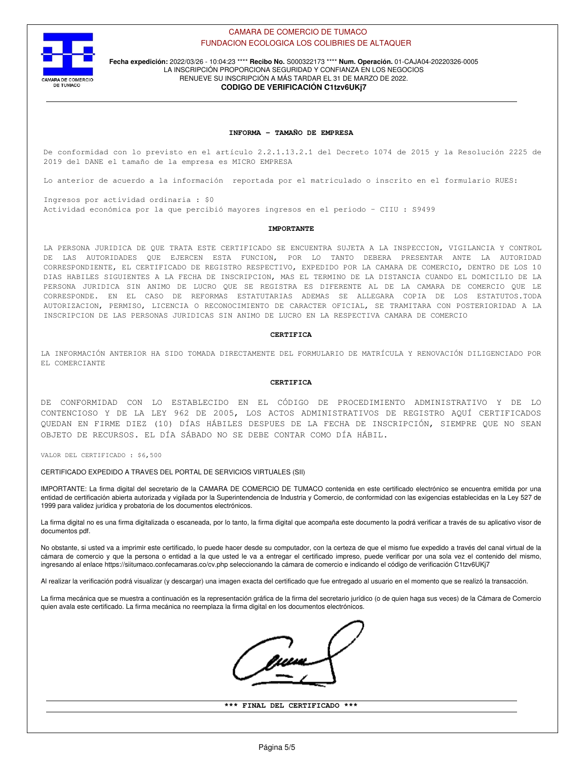**INFORMA - TAMAÑO DE EMPRESA**

De conformidad con lo previsto en el artículo 2.2.1.13.2.1 del Decreto 1074 de 2015 y la Resolución 2225 de 2019 del DANE el tamaño de la empresa es MICRO EMPRESA

Lo anterior de acuerdo a la información reportada por el matriculado o inscrito en el formulario RUES:

Ingresos por actividad ordinaria : $0
Actividad económica por la que percibió mayores ingresos en el periodo - CIIU : S9499

**IMPORTANTE**

LA PERSONA JURIDICA DE QUE TRATA ESTE CERTIFICADO SE ENCUENTRA SUJETA A LA INSPECCION, VIGILANCIA Y CONTROL DE LAS AUTORIDADES QUE EJERCEN ESTA FUNCION, POR LO TANTO DEBERA PRESENTAR ANTE LA AUTORIDAD CORRESPONDIENTE, EL CERTIFICADO DE REGISTRO RESPECTIVO, EXPEDIDO POR LA CAMARA DE COMERCIO, DENTRO DE LOS 10 DIAS HABILES SIGUIENTES A LA FECHA DE INSCRIPCION, MAS EL TERMINO DE LA DISTANCIA CUANDO EL DOMICILIO DE LA PERSONA JURIDICA SIN ANIMO DE LUCRO QUE SE REGISTRA ES DIFERENTE AL DE LA CAMARA DE COMERCIO QUE LE CORRESPONDE. EN EL CASO DE REFORMAS ESTATUTARIAS ADEMAS SE ALLEGARA COPIA DE LOS ESTATUTOS.TODA AUTORIZACION, PERMISO, LICENCIA O RECONOCIMIENTO DE CARACTER OFICIAL, SE TRAMITARA CON POSTERIORIDAD A LA INSCRIPCION DE LAS PERSONAS JURIDICAS SIN ANIMO DE LUCRO EN LA RESPECTIVA CAMARA DE COMERCIO

**CERTIFICA**

LA INFORMACIÓN ANTERIOR HA SIDO TOMADA DIRECTAMENTE DEL FORMULARIO DE MATRÍCULA Y RENOVACIÓN DILIGENCIADO POR EL COMERCIANTE

**CERTIFICA**

DE CONFORMIDAD CON LO ESTABLECIDO EN EL CÓDIGO DE PROCEDIMIENTO ADMINISTRATIVO Y DE LO CONTENCIOSO Y DE LA LEY 962 DE 2005, LOS ACTOS ADMINISTRATIVOS DE REGISTRO AQUÍ CERTIFICADOS QUEDAN EN FIRME DIEZ (10) DÍAS HÁBILES DESPUES DE LA FECHA DE INSCRIPCIÓN, SIEMPRE QUE NO SEAN OBJETO DE RECURSOS. EL DÍA SÁBADO NO SE DEBE CONTAR COMO DÍA HÁBIL.

VALOR DEL CERTIFICADO : $6,500

CERTIFICADO EXPEDIDO A TRAVES DEL PORTAL DE SERVICIOS VIRTUALES (SII)

IMPORTANTE: La firma digital del secretario de la CAMARA DE COMERCIO DE TUMACO contenida en este certificado electrónico se encuentra emitida por una entidad de certificación abierta autorizada y vigilada por la Superintendencia de Industria y Comercio, de conformidad con las exigencias establecidas en la Ley 527 de 1999 para validez jurídica y probatoria de los documentos electrónicos.

La firma digital no es una firma digitalizada o escaneada, por lo tanto, la firma digital que acompaña este documento la podrá verificar a través de su aplicativo visor de documentos pdf.

No obstante, si usted va a imprimir este certificado, lo puede hacer desde su computador, con la certeza de que el mismo fue expedido a través del canal virtual de la cámara de comercio y que la persona o entidad a la que usted le va a entregar el certificado impreso, puede verificar por una sola vez el contenido del mismo, ingresando al enlace https://siitumaco.confecamaras.co/cv.php seleccionando la cámara de comercio e indicando el código de verificación C1tzv6UKj7

Al realizar la verificación podrá visualizar (y descargar) una imagen exacta del certificado que fue entregado al usuario en el momento que se realizó la transacción.

La firma mecánica que se muestra a continuación es la representación gráfica de la firma del secretario jurídico (o de quien haga sus veces) de la Cámara de Comercio quien avala este certificado. La firma mecánica no reemplaza la firma digital en los documentos electrónicos.

**\*\*\* FINAL DEL CERTIFICADO \*\*\***